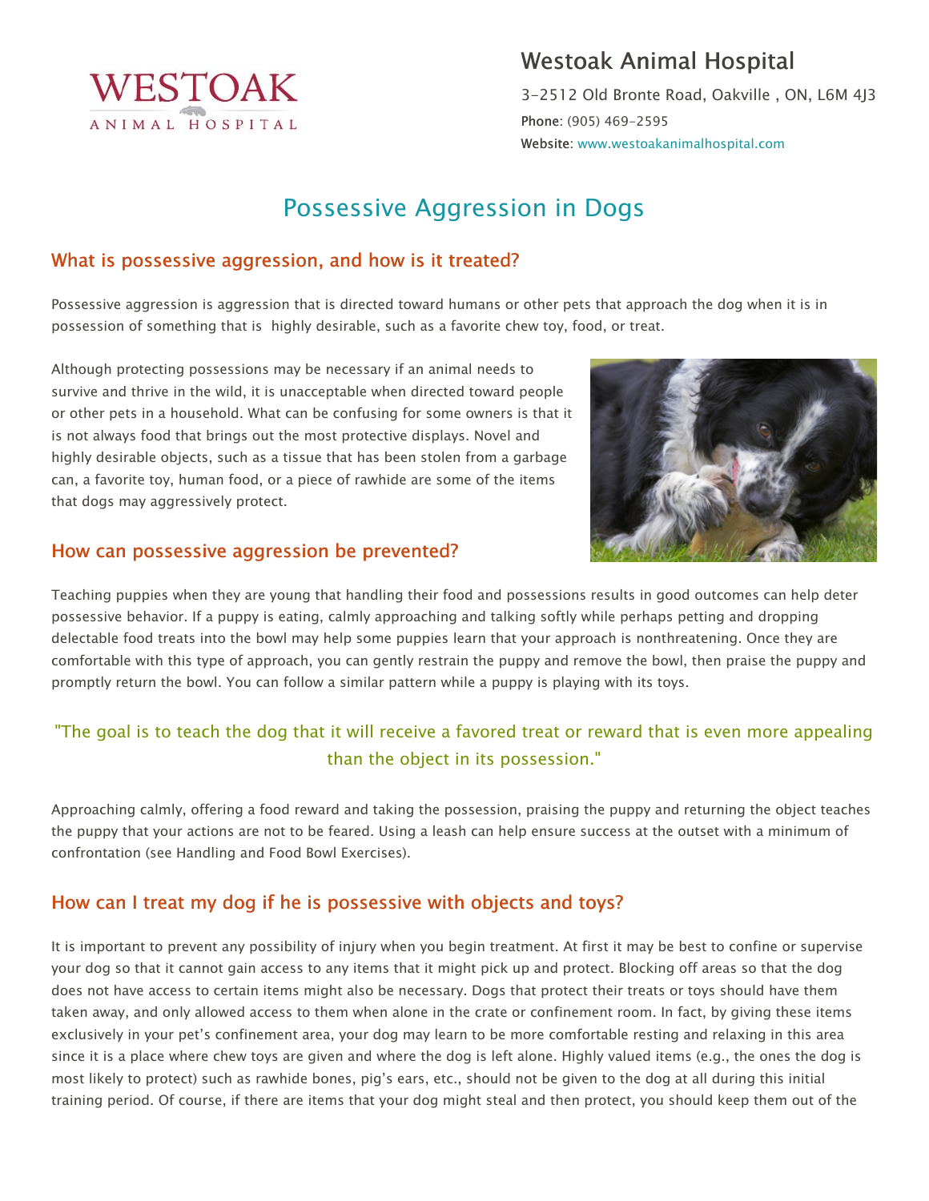Westoak Animal Hospital

3-2512 Old Bronte Road, Oakville , ON, L6M 4J3

**Phone**: (905) 469-2595

**Website**: www.westoakanimalhospital.com

# Possessive Aggression in Dogs

## What is possessive aggression, and how is it treated?

Possessive aggression is aggression that is directed toward humans or other pets that approach the dog when it is in possession of something that is highly desirable, such as a favorite chew toy, food, or treat.

Although protecting possessions may be necessary if an animal needs to survive and thrive in the wild, it is unacceptable when directed toward people or other pets in a household. What can be confusing for some owners is that it is not always food that brings out the most protective displays. Novel and highly desirable objects, such as a tissue that has been stolen from a garbage can, a favorite toy, human food, or a piece of rawhide are some of the items that dogs may aggressively protect.

## How can possessive aggression be prevented?

Teaching puppies when they are young that handling their food and possessions results in good outcomes can help deter possessive behavior. If a puppy is eating, calmly approaching and talking softly while perhaps petting and dropping delectable food treats into the bowl may help some puppies learn that your approach is nonthreatening. Once they are comfortable with this type of approach, you can gently restrain the puppy and remove the bowl, then praise the puppy and promptly return the bowl. You can follow a similar pattern while a puppy is playing with its toys.

"The goal is to teach the dog that it will receive a favored treat or reward that is even more appealing than the object in its possession."

Approaching calmly, offering a food reward and taking the possession, praising the puppy and returning the object teaches the puppy that your actions are not to be feared. Using a leash can help ensure success at the outset with a minimum of confrontation (see Handling and Food Bowl Exercises).

## How can I treat my dog if he is possessive with objects and toys?

It is important to prevent any possibility of injury when you begin treatment. At first it may be best to confine or supervise your dog so that it cannot gain access to any items that it might pick up and protect. Blocking off areas so that the dog does not have access to certain items might also be necessary. Dogs that protect their treats or toys should have them taken away, and only allowed access to them when alone in the crate or confinement room. In fact, by giving these items exclusively in your pet's confinement area, your dog may learn to be more comfortable resting and relaxing in this area since it is a place where chew toys are given and where the dog is left alone. Highly valued items (e.g., the ones the dog is most likely to protect) such as rawhide bones, pig's ears, etc., should not be given to the dog at all during this initial training period. Of course, if there are items that your dog might steal and then protect, you should keep them out of the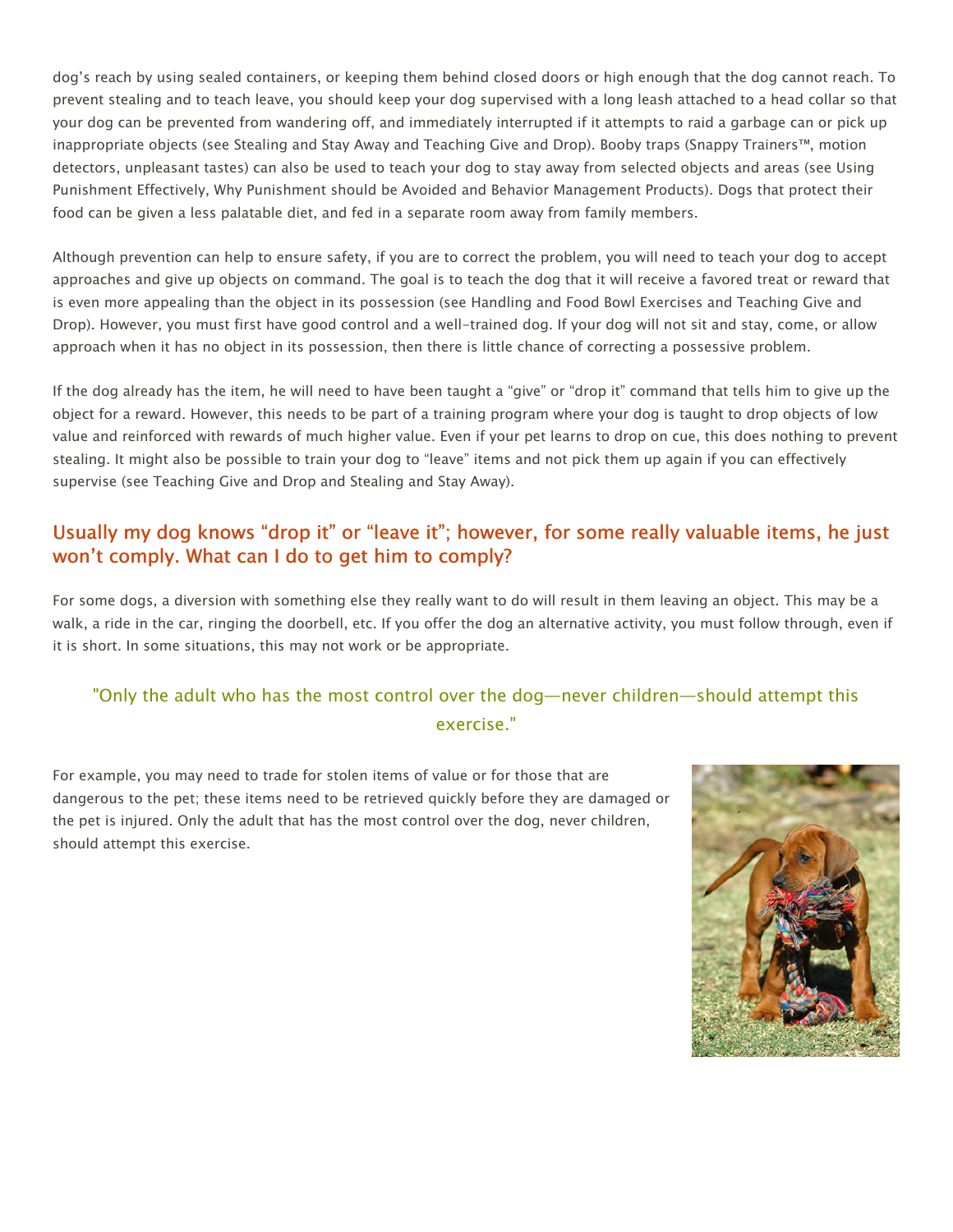dog's reach by using sealed containers, or keeping them behind closed doors or high enough that the dog cannot reach. To prevent stealing and to teach leave, you should keep your dog supervised with a long leash attached to a head collar so that your dog can be prevented from wandering off, and immediately interrupted if it attempts to raid a garbage can or pick up inappropriate objects (see Stealing and Stay Away and Teaching Give and Drop). Booby traps (Snappy Trainers™, motion detectors, unpleasant tastes) can also be used to teach your dog to stay away from selected objects and areas (see Using Punishment Effectively, Why Punishment should be Avoided and Behavior Management Products). Dogs that protect their food can be given a less palatable diet, and fed in a separate room away from family members.

Although prevention can help to ensure safety, if you are to correct the problem, you will need to teach your dog to accept approaches and give up objects on command. The goal is to teach the dog that it will receive a favored treat or reward that is even more appealing than the object in its possession (see Handling and Food Bowl Exercises and Teaching Give and Drop). However, you must first have good control and a well-trained dog. If your dog will not sit and stay, come, or allow approach when it has no object in its possession, then there is little chance of correcting a possessive problem.

If the dog already has the item, he will need to have been taught a "give" or "drop it" command that tells him to give up the object for a reward. However, this needs to be part of a training program where your dog is taught to drop objects of low value and reinforced with rewards of much higher value. Even if your pet learns to drop on cue, this does nothing to prevent stealing. It might also be possible to train your dog to "leave" items and not pick them up again if you can effectively supervise (see Teaching Give and Drop and Stealing and Stay Away).

## Usually my dog knows "drop it" or "leave it"; however, for some really valuable items, he just won't comply. What can I do to get him to comply?

For some dogs, a diversion with something else they really want to do will result in them leaving an object. This may be a walk, a ride in the car, ringing the doorbell, etc. If you offer the dog an alternative activity, you must follow through, even if it is short. In some situations, this may not work or be appropriate.

> "Only the adult who has the most control over the dog—never children—should attempt this exercise."

For example, you may need to trade for stolen items of value or for those that are dangerous to the pet; these items need to be retrieved quickly before they are damaged or the pet is injured. Only the adult that has the most control over the dog, never children, should attempt this exercise.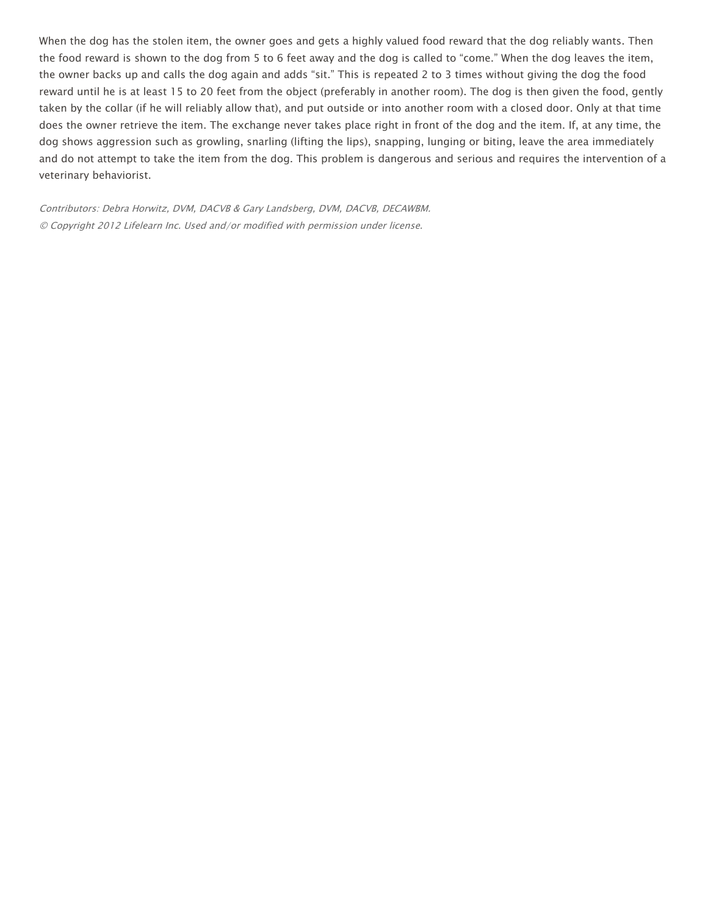When the dog has the stolen item, the owner goes and gets a highly valued food reward that the dog reliably wants. Then the food reward is shown to the dog from 5 to 6 feet away and the dog is called to "come." When the dog leaves the item, the owner backs up and calls the dog again and adds "sit." This is repeated 2 to 3 times without giving the dog the food reward until he is at least 15 to 20 feet from the object (preferably in another room). The dog is then given the food, gently taken by the collar (if he will reliably allow that), and put outside or into another room with a closed door. Only at that time does the owner retrieve the item. The exchange never takes place right in front of the dog and the item. If, at any time, the dog shows aggression such as growling, snarling (lifting the lips), snapping, lunging or biting, leave the area immediately and do not attempt to take the item from the dog. This problem is dangerous and serious and requires the intervention of a veterinary behaviorist.

*Contributors: Debra Horwitz, DVM, DACVB & Gary Landsberg, DVM, DACVB, DECAWBM.*
*© Copyright 2012 Lifelearn Inc. Used and/or modified with permission under license.*